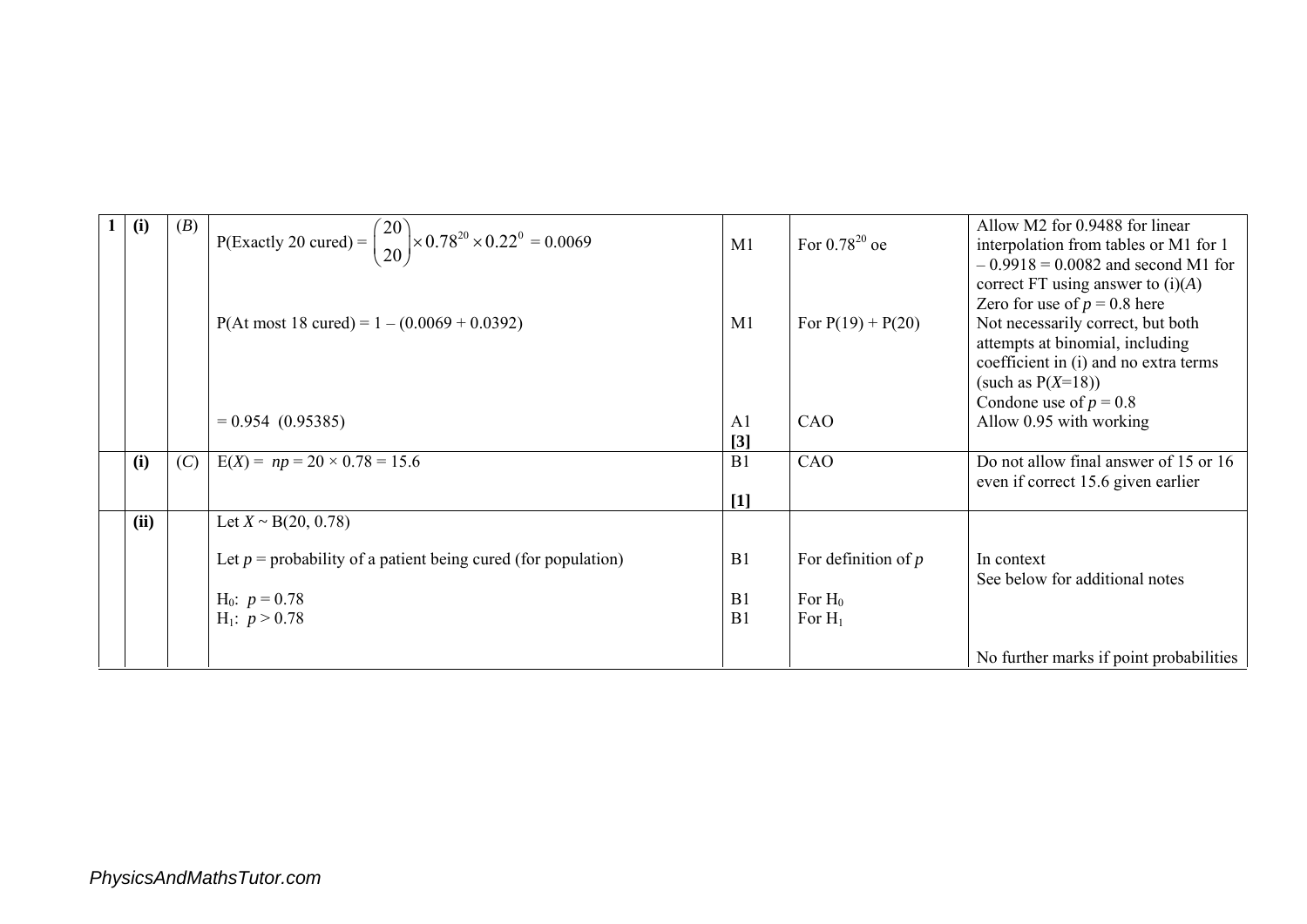| | | | | | | |
|---|---|---|---|---|---|---|
| **1** | **(i)** | (*B*) | P(Exactly 20 cured) = $\binom{20}{20} \times 0.78^{20} \times 0.22^{0}$ = 0.0069<br><br>P(At most 18 cured) = 1 – (0.0069 + 0.0392)<br><br>= 0.954 (0.95385) | M1<br><br>M1<br><br>A1<br>**[3]** | For $0.78^{20}$ oe<br><br>For P(19) + P(20)<br><br>CAO | Allow M2 for 0.9488 for linear interpolation from tables or M1 for 1 – 0.9918 = 0.0082 and second M1 for correct FT using answer to (i)(*A*)<br>Zero for use of $p = 0.8$ here<br>Not necessarily correct, but both attempts at binomial, including coefficient in (i) and no extra terms (such as P($X$=18))<br>Condone use of $p = 0.8$<br>Allow 0.95 with working |
| | **(i)** | (*C*) | E($X$) = $np = 20 \times 0.78 = 15.6$ | B1<br><br>**[1]** | CAO | Do not allow final answer of 15 or 16 even if correct 15.6 given earlier |
| | **(ii)** | | Let $X \sim B(20, 0.78)$<br><br>Let $p$ = probability of a patient being cured (for population)<br><br>$H_0$: $p = 0.78$<br>$H_1$: $p > 0.78$ | <br><br>B1<br><br>B1<br>B1 | <br><br>For definition of $p$<br><br>For $H_0$<br>For $H_1$ | <br><br>In context<br>See below for additional notes<br><br><br>No further marks if point probabilities |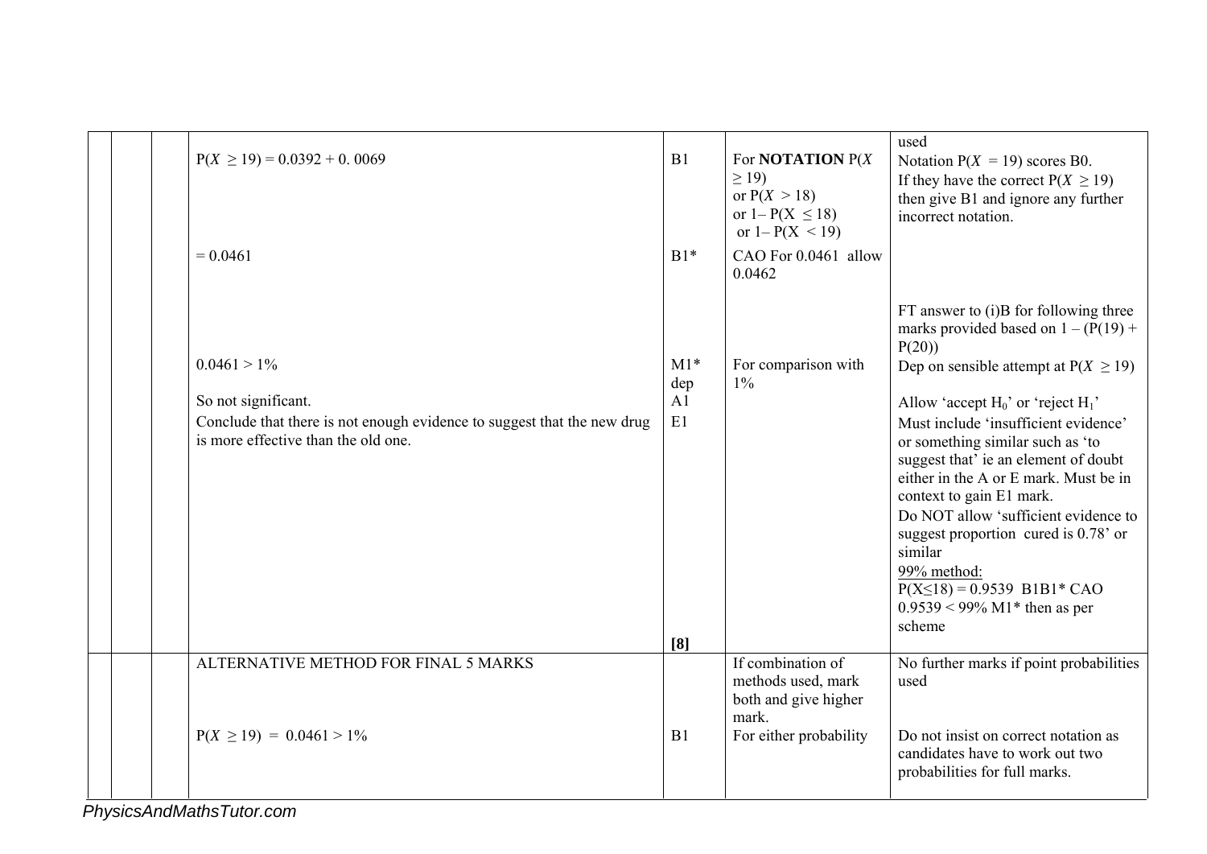| | | | | | | |
|---|---|---|---|---|---|---|
| | | | $P(X \geq 19) = 0.0392 + 0.0069$ | B1 | For **NOTATION** $P(X \geq 19)$ or $P(X > 18)$ or $1 - P(X \leq 18)$ or $1 - P(X < 19)$ | used<br>Notation $P(X = 19)$ scores B0.<br>If they have the correct $P(X \geq 19)$ then give B1 and ignore any further incorrect notation. |
| | | | $= 0.0461$ | B1* | CAO For 0.0461 allow 0.0462 | |
| | | | $0.0461 > 1\%$<br><br>So not significant.<br>Conclude that there is not enough evidence to suggest that the new drug is more effective than the old one. | M1* dep<br>A1<br>E1<br><br>**[8]** | For comparison with 1% | FT answer to (i)B for following three marks provided based on $1 - (P(19) + P(20))$<br>Dep on sensible attempt at $P(X \geq 19)$<br><br>Allow 'accept $H_0$' or 'reject $H_1$'<br>Must include 'insufficient evidence' or something similar such as 'to suggest that' ie an element of doubt either in the A or E mark. Must be in context to gain E1 mark.<br>Do NOT allow 'sufficient evidence to suggest proportion cured is 0.78' or similar<br>99% method:<br>$P(X \leq 18) = 0.9539$ B1B1* CAO<br>$0.9539 < 99\%$ M1* then as per scheme |
| | | | ALTERNATIVE METHOD FOR FINAL 5 MARKS<br><br>$P(X \geq 19) = 0.0461 > 1\%$ | <br><br>B1 | If combination of methods used, mark both and give higher mark.<br>For either probability | No further marks if point probabilities used<br><br>Do not insist on correct notation as candidates have to work out two probabilities for full marks. |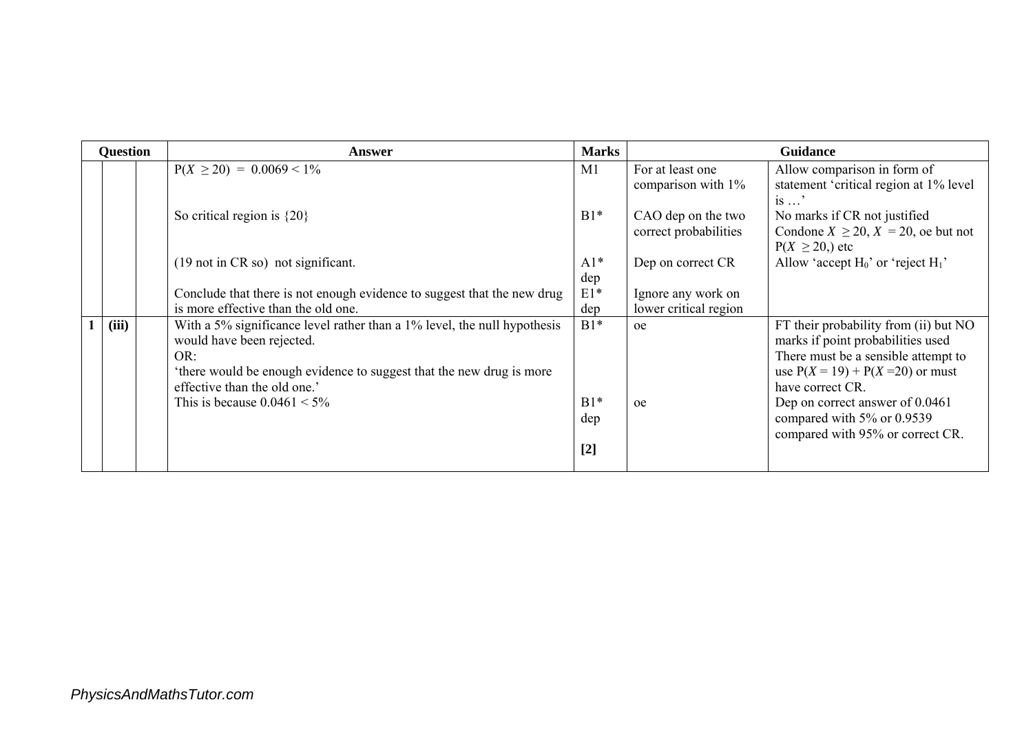| Question | | | Answer | Marks | Guidance | |
|---|---|---|---|---|---|---|
| | | | $P(X \geq 20) = 0.0069 < 1\%$ | M1 | For at least one comparison with 1% | Allow comparison in form of statement 'critical region at 1% level is …' |
| | | | So critical region is {20} | B1* | CAO dep on the two correct probabilities | No marks if CR not justified<br>Condone $X \geq 20$, $X = 20$, oe but not $P(X \geq 20,)$ etc |
| | | | (19 not in CR so) not significant. | A1*<br>dep | Dep on correct CR | Allow 'accept $H_0$' or 'reject $H_1$' |
| | | | Conclude that there is not enough evidence to suggest that the new drug is more effective than the old one. | E1*<br>dep | Ignore any work on lower critical region | |
| 1 | (iii) | | With a 5% significance level rather than a 1% level, the null hypothesis would have been rejected.<br>OR:<br>'there would be enough evidence to suggest that the new drug is more effective than the old one.' | B1* | oe | FT their probability from (ii) but NO marks if point probabilities used<br>There must be a sensible attempt to use $P(X = 19) + P(X = 20)$ or must have correct CR. |
| | | | This is because $0.0461 < 5\%$ | B1*<br>dep<br><br>**[2]** | oe | Dep on correct answer of 0.0461 compared with 5% or 0.9539 compared with 95% or correct CR. |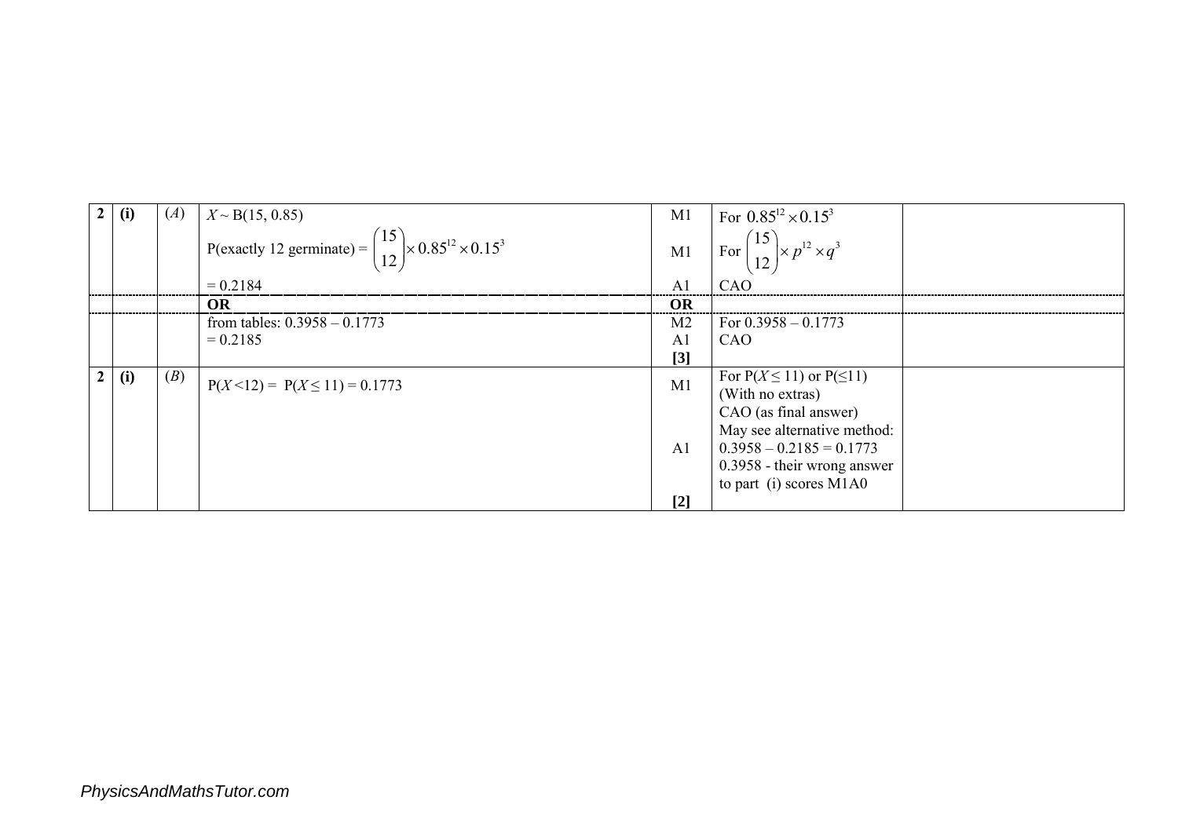| | | | | | | |
|---|---|---|---|---|---|---|
| **2** | **(i)** | (*A*) | $X \sim \mathrm{B}(15, 0.85)$ <br> P(exactly 12 germinate) = $\binom{15}{12} \times 0.85^{12} \times 0.15^{3}$ <br> = 0.2184 | M1 <br> M1 <br> A1 | For $0.85^{12} \times 0.15^{3}$ <br> For $\binom{15}{12} \times p^{12} \times q^{3}$ <br> CAO | |
| | | | **OR** | **OR** | | |
| | | | from tables: 0.3958 – 0.1773 <br> = 0.2185 | M2 <br> A1 <br> **[3]** | For 0.3958 – 0.1773 <br> CAO | |
| **2** | **(i)** | (*B*) | $\mathrm{P}(X < 12) = \mathrm{P}(X \leq 11) = 0.1773$ | M1 <br> A1 <br> **[2]** | For $\mathrm{P}(X \leq 11)$ or $\mathrm{P}(\leq 11)$ (With no extras) <br> CAO (as final answer) <br> May see alternative method: 0.3958 – 0.2185 = 0.1773 <br> 0.3958 - their wrong answer to part (i) scores M1A0 | |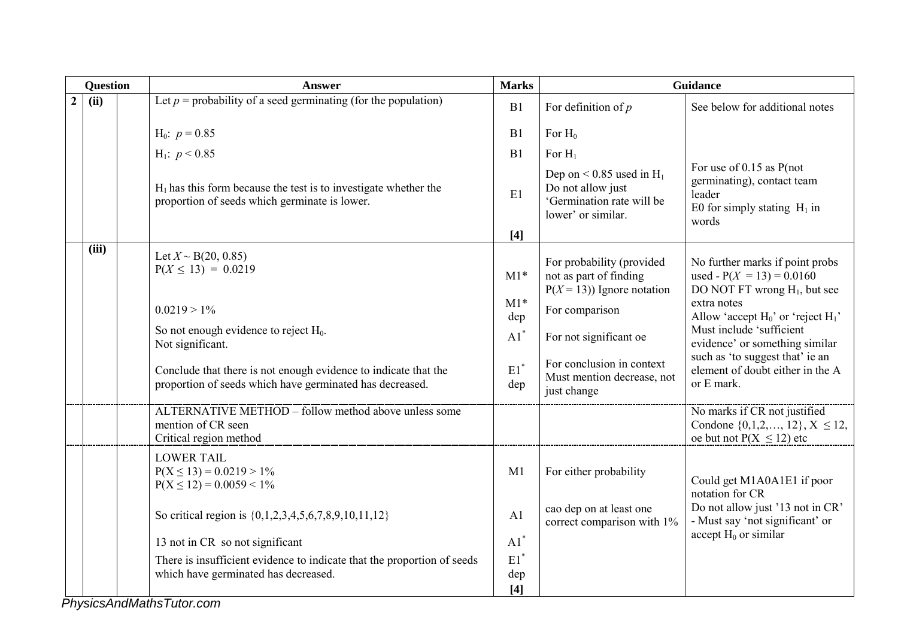| Question | | | Answer | Marks | Guidance | |
|---|---|---|---|---|---|---|
| 2 | (ii) | | Let $p$ = probability of a seed germinating (for the population) | B1 | For definition of $p$ | See below for additional notes |
| | | | $H_0$: $p = 0.85$ | B1 | For $H_0$ | |
| | | | $H_1$: $p < 0.85$ | B1 | For $H_1$ | |
| | | | $H_1$ has this form because the test is to investigate whether the proportion of seeds which germinate is lower. | E1 | Dep on < 0.85 used in $H_1$<br>Do not allow just 'Germination rate will be lower' or similar. | For use of 0.15 as P(not germinating), contact team leader<br>E0 for simply stating $H_1$ in words |
| | | | | **[4]** | | |
| | (iii) | | Let $X \sim B(20, 0.85)$<br>$P(X \le 13) = 0.0219$ | M1* | For probability (provided not as part of finding $P(X = 13)$) Ignore notation | No further marks if point probs used - $P(X = 13) = 0.0160$<br>DO NOT FT wrong $H_1$, but see extra notes<br>Allow 'accept $H_0$' or 'reject $H_1$'<br>Must include 'sufficient evidence' or something similar such as 'to suggest that' ie an element of doubt either in the A or E mark. |
| | | | $0.0219 > 1\%$ | M1* dep | For comparison | |
| | | | So not enough evidence to reject $H_0$.<br>Not significant. | A1* | For not significant oe | |
| | | | Conclude that there is not enough evidence to indicate that the proportion of seeds which have germinated has decreased. | E1* dep | For conclusion in context<br>Must mention decrease, not just change | |
| | | | ALTERNATIVE METHOD – follow method above unless some mention of CR seen<br>Critical region method | | | No marks if CR not justified<br>Condone {0,1,2,…, 12}, $X \le 12$, oe but not $P(X \le 12)$ etc |
| | | | LOWER TAIL<br>$P(X \le 13) = 0.0219 > 1\%$<br>$P(X \le 12) = 0.0059 < 1\%$ | M1 | For either probability | Could get M1A0A1E1 if poor notation for CR<br>Do not allow just '13 not in CR' - Must say 'not significant' or accept $H_0$ or similar |
| | | | So critical region is {0,1,2,3,4,5,6,7,8,9,10,11,12} | A1 | cao dep on at least one correct comparison with 1% | |
| | | | 13 not in CR so not significant | A1* | | |
| | | | There is insufficient evidence to indicate that the proportion of seeds which have germinated has decreased. | E1* dep | | |
| | | | | **[4]** | | |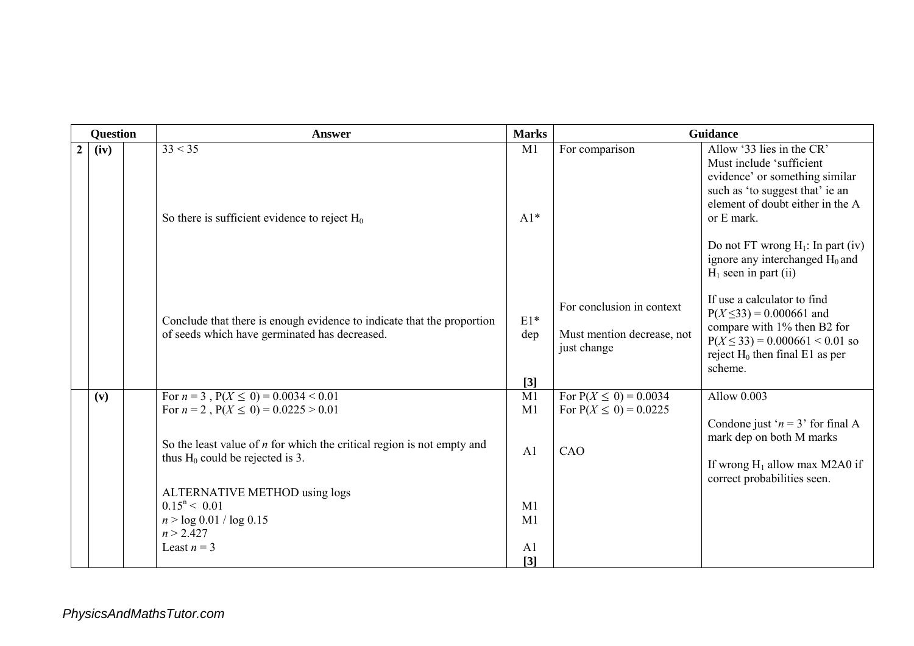| Question | | | Answer | Marks | Guidance | |
|---|---|---|---|---|---|---|
| 2 | (iv) | | $33 < 35$ | M1 | For comparison | Allow '33 lies in the CR' Must include 'sufficient evidence' or something similar such as 'to suggest that' ie an element of doubt either in the A or E mark. |
| | | | So there is sufficient evidence to reject $H_0$ | A1* | | Do not FT wrong $H_1$: In part (iv) ignore any interchanged $H_0$ and $H_1$ seen in part (ii) |
| | | | Conclude that there is enough evidence to indicate that the proportion of seeds which have germinated has decreased. | E1* dep | For conclusion in context<br>Must mention decrease, not just change | If use a calculator to find $P(X \leq 33) = 0.000661$ and compare with 1% then B2 for $P(X \leq 33) = 0.000661 < 0.01$ so reject $H_0$ then final E1 as per scheme. |
| | | | | [3] | | |
| | (v) | | For $n = 3$ , $P(X \leq 0) = 0.0034 < 0.01$ | M1 | For $P(X \leq 0) = 0.0034$ | Allow 0.003 |
| | | | For $n = 2$ , $P(X \leq 0) = 0.0225 > 0.01$ | M1 | For $P(X \leq 0) = 0.0225$ | Condone just '$n = 3$' for final A mark dep on both M marks |
| | | | So the least value of $n$ for which the critical region is not empty and thus $H_0$ could be rejected is 3. | A1 | CAO | If wrong $H_1$ allow max M2A0 if correct probabilities seen. |
| | | | ALTERNATIVE METHOD using logs | | | |
| | | | $0.15^n < 0.01$ | M1 | | |
| | | | $n > \log 0.01 / \log 0.15$ | M1 | | |
| | | | $n > 2.427$ | | | |
| | | | Least $n = 3$ | A1 | | |
| | | | | [3] | | |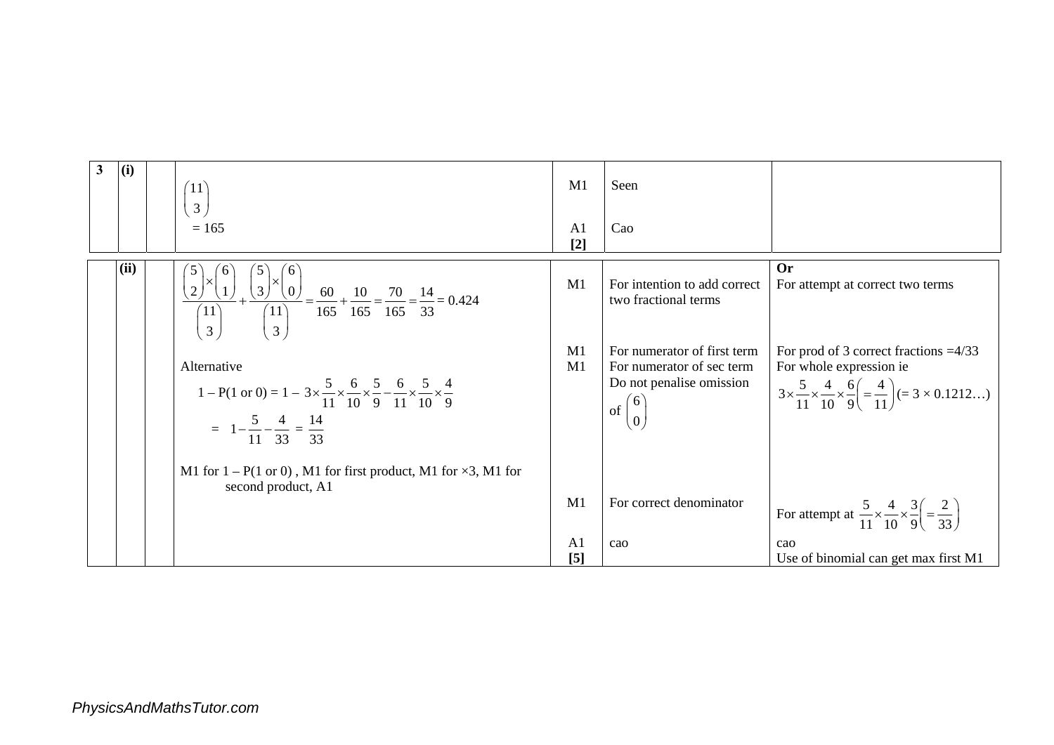| | | | | | | |
|---|---|---|---|---|---|---|
| **3** | **(i)** | | $\binom{11}{3}$ | M1 | Seen | |
| | | | $= 165$ | A1 **[2]** | Cao | |
| | **(ii)** | | $\frac{\binom{5}{2}\times\binom{6}{1}}{\binom{11}{3}}+\frac{\binom{5}{3}\times\binom{6}{0}}{\binom{11}{3}}=\frac{60}{165}+\frac{10}{165}=\frac{70}{165}=\frac{14}{33}=0.424$ | M1 | For intention to add correct two fractional terms | **Or** For attempt at correct two terms |
| | | | Alternative $1 - \text{P}(1 \text{ or } 0) = 1 - 3\times\frac{5}{11}\times\frac{6}{10}\times\frac{5}{9}-\frac{6}{11}\times\frac{5}{10}\times\frac{4}{9}$ $= 1-\frac{5}{11}-\frac{4}{33} = \frac{14}{33}$ | M1 M1 | For numerator of first term For numerator of sec term Do not penalise omission of $\binom{6}{0}$ | For prod of 3 correct fractions =4/33 For whole expression ie $3\times\frac{5}{11}\times\frac{4}{10}\times\frac{6}{9}\left(=\frac{4}{11}\right)$ (= 3 × 0.1212…) |
| | | | M1 for 1 – P(1 or 0) , M1 for first product, M1 for ×3, M1 for second product, A1 | | | |
| | | | | M1 | For correct denominator | For attempt at $\frac{5}{11}\times\frac{4}{10}\times\frac{3}{9}\left(=\frac{2}{33}\right)$ |
| | | | | A1 **[5]** | cao | cao Use of binomial can get max first M1 |